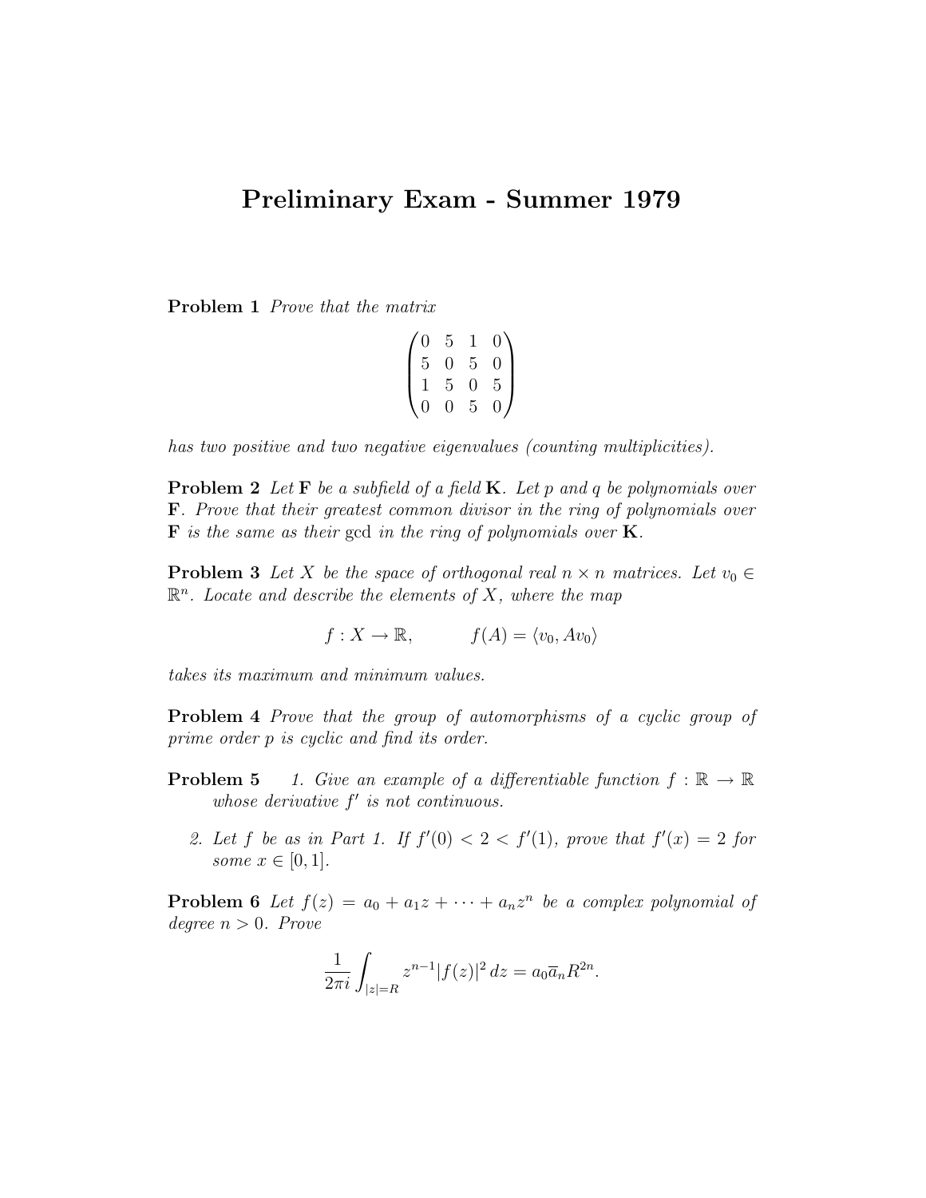# Preliminary Exam - Summer 1979

**Problem 1** *Prove that the matrix*

$$\begin{pmatrix} 0 & 5 & 1 & 0 \\ 5 & 0 & 5 & 0 \\ 1 & 5 & 0 & 5 \\ 0 & 0 & 5 & 0 \end{pmatrix}$$

*has two positive and two negative eigenvalues (counting multiplicities).*

**Problem 2** *Let* $\mathbf{F}$ *be a subfield of a field* $\mathbf{K}$. *Let* $p$ *and* $q$ *be polynomials over* $\mathbf{F}$. *Prove that their greatest common divisor in the ring of polynomials over* $\mathbf{F}$ *is the same as their* gcd *in the ring of polynomials over* $\mathbf{K}$.

**Problem 3** *Let* $X$ *be the space of orthogonal real* $n \times n$ *matrices. Let* $v_0 \in \mathbb{R}^n$. *Locate and describe the elements of* $X$, *where the map*

$$f : X \to \mathbb{R}, \qquad f(A) = \langle v_0, Av_0 \rangle$$

*takes its maximum and minimum values.*

**Problem 4** *Prove that the group of automorphisms of a cyclic group of prime order* $p$ *is cyclic and find its order.*

**Problem 5**

1. *Give an example of a differentiable function* $f : \mathbb{R} \to \mathbb{R}$ *whose derivative* $f'$ *is not continuous.*
2. *Let* $f$ *be as in Part 1. If* $f'(0) < 2 < f'(1)$, *prove that* $f'(x) = 2$ *for some* $x \in [0, 1]$.

**Problem 6** *Let* $f(z) = a_0 + a_1 z + \cdots + a_n z^n$ *be a complex polynomial of degree* $n > 0$. *Prove*

$$\frac{1}{2\pi i} \int_{|z|=R} z^{n-1} |f(z)|^2 \, dz = a_0 \overline{a}_n R^{2n}.$$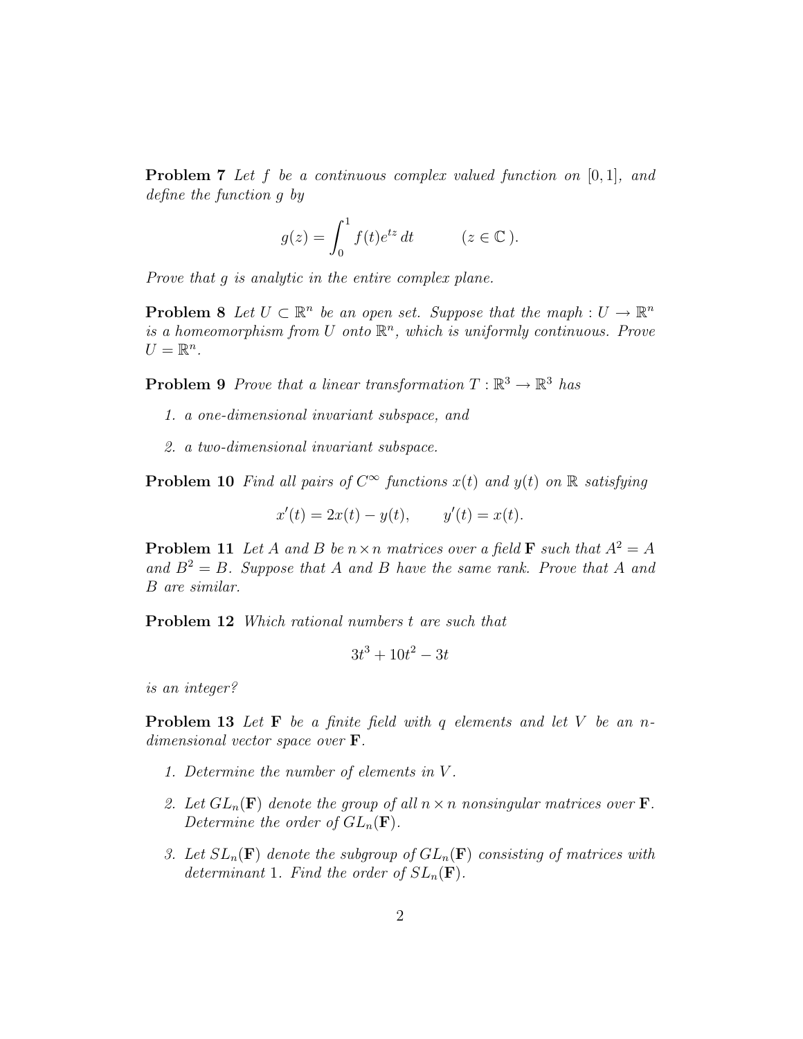**Problem 7** *Let $f$ be a continuous complex valued function on $[0, 1]$, and define the function $g$ by*

$$g(z) = \int_0^1 f(t)e^{tz}\, dt \qquad (z \in \mathbb{C}\,).$$

*Prove that $g$ is analytic in the entire complex plane.*

**Problem 8** *Let $U \subset \mathbb{R}^n$ be an open set. Suppose that the maph $: U \to \mathbb{R}^n$ is a homeomorphism from $U$ onto $\mathbb{R}^n$, which is uniformly continuous. Prove $U = \mathbb{R}^n$.*

**Problem 9** *Prove that a linear transformation $T : \mathbb{R}^3 \to \mathbb{R}^3$ has*

1. *a one-dimensional invariant subspace, and*
2. *a two-dimensional invariant subspace.*

**Problem 10** *Find all pairs of $C^\infty$ functions $x(t)$ and $y(t)$ on $\mathbb{R}$ satisfying*

$$x'(t) = 2x(t) - y(t), \qquad y'(t) = x(t).$$

**Problem 11** *Let $A$ and $B$ be $n \times n$ matrices over a field $\mathbf{F}$ such that $A^2 = A$ and $B^2 = B$. Suppose that $A$ and $B$ have the same rank. Prove that $A$ and $B$ are similar.*

**Problem 12** *Which rational numbers $t$ are such that*

$$3t^3 + 10t^2 - 3t$$

*is an integer?*

**Problem 13** *Let $\mathbf{F}$ be a finite field with $q$ elements and let $V$ be an $n$-dimensional vector space over $\mathbf{F}$.*

1. *Determine the number of elements in $V$.*
2. *Let $GL_n(\mathbf{F})$ denote the group of all $n \times n$ nonsingular matrices over $\mathbf{F}$. Determine the order of $GL_n(\mathbf{F})$.*
3. *Let $SL_n(\mathbf{F})$ denote the subgroup of $GL_n(\mathbf{F})$ consisting of matrices with determinant 1. Find the order of $SL_n(\mathbf{F})$.*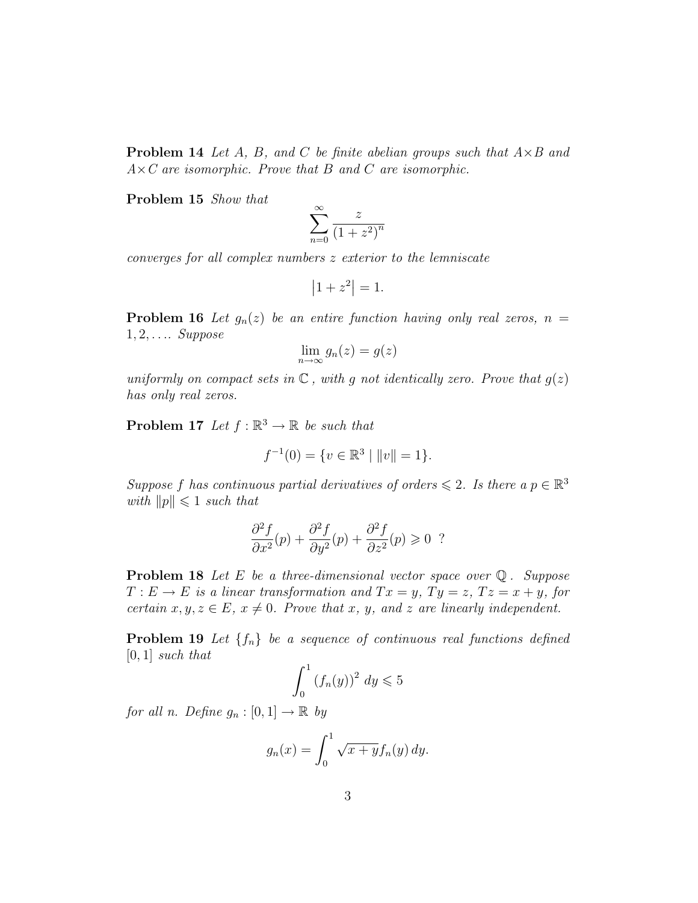**Problem 14** *Let $A$, $B$, and $C$ be finite abelian groups such that $A \times B$ and $A \times C$ are isomorphic. Prove that $B$ and $C$ are isomorphic.*

**Problem 15** *Show that*

$$\sum_{n=0}^{\infty} \frac{z}{\left(1+z^2\right)^n}$$

*converges for all complex numbers $z$ exterior to the lemniscate*

$$\left|1+z^2\right| = 1.$$

**Problem 16** *Let $g_n(z)$ be an entire function having only real zeros, $n = 1, 2, \ldots$. Suppose*

$$\lim_{n \to \infty} g_n(z) = g(z)$$

*uniformly on compact sets in $\mathbb{C}$, with $g$ not identically zero. Prove that $g(z)$ has only real zeros.*

**Problem 17** *Let $f : \mathbb{R}^3 \to \mathbb{R}$ be such that*

$$f^{-1}(0) = \{v \in \mathbb{R}^3 \mid \|v\| = 1\}.$$

*Suppose $f$ has continuous partial derivatives of orders $\leqslant 2$. Is there a $p \in \mathbb{R}^3$ with $\|p\| \leqslant 1$ such that*

$$\frac{\partial^2 f}{\partial x^2}(p) + \frac{\partial^2 f}{\partial y^2}(p) + \frac{\partial^2 f}{\partial z^2}(p) \geqslant 0 \ \ ?$$

**Problem 18** *Let $E$ be a three-dimensional vector space over $\mathbb{Q}$. Suppose $T : E \to E$ is a linear transformation and $Tx = y$, $Ty = z$, $Tz = x + y$, for certain $x, y, z \in E$, $x \neq 0$. Prove that $x$, $y$, and $z$ are linearly independent.*

**Problem 19** *Let $\{f_n\}$ be a sequence of continuous real functions defined $[0, 1]$ such that*

$$\int_0^1 \left(f_n(y)\right)^2 \, dy \leqslant 5$$

*for all $n$. Define $g_n : [0, 1] \to \mathbb{R}$ by*

$$g_n(x) = \int_0^1 \sqrt{x+y} \, f_n(y) \, dy.$$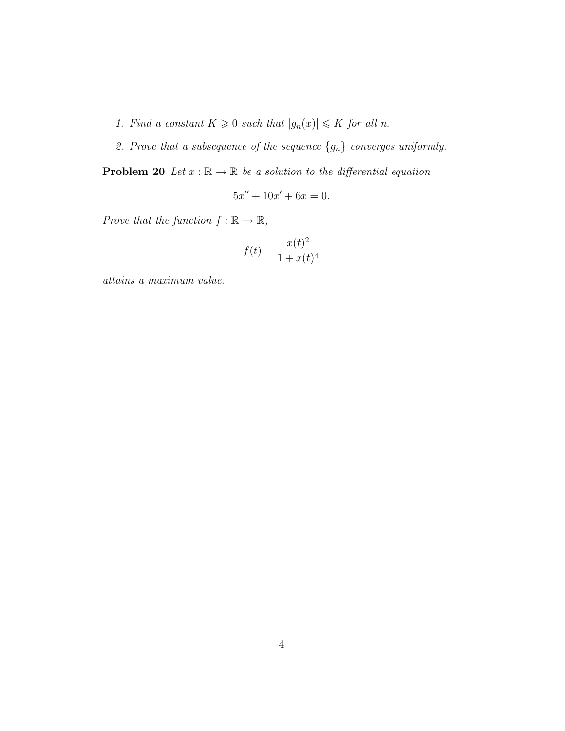1. *Find a constant $K \geqslant 0$ such that $|g_n(x)| \leqslant K$ for all $n$.*

2. *Prove that a subsequence of the sequence $\{g_n\}$ converges uniformly.*

**Problem 20** *Let $x : \mathbb{R} \to \mathbb{R}$ be a solution to the differential equation*

$$5x'' + 10x' + 6x = 0.$$

*Prove that the function $f : \mathbb{R} \to \mathbb{R}$,*

$$f(t) = \frac{x(t)^2}{1 + x(t)^4}$$

*attains a maximum value.*